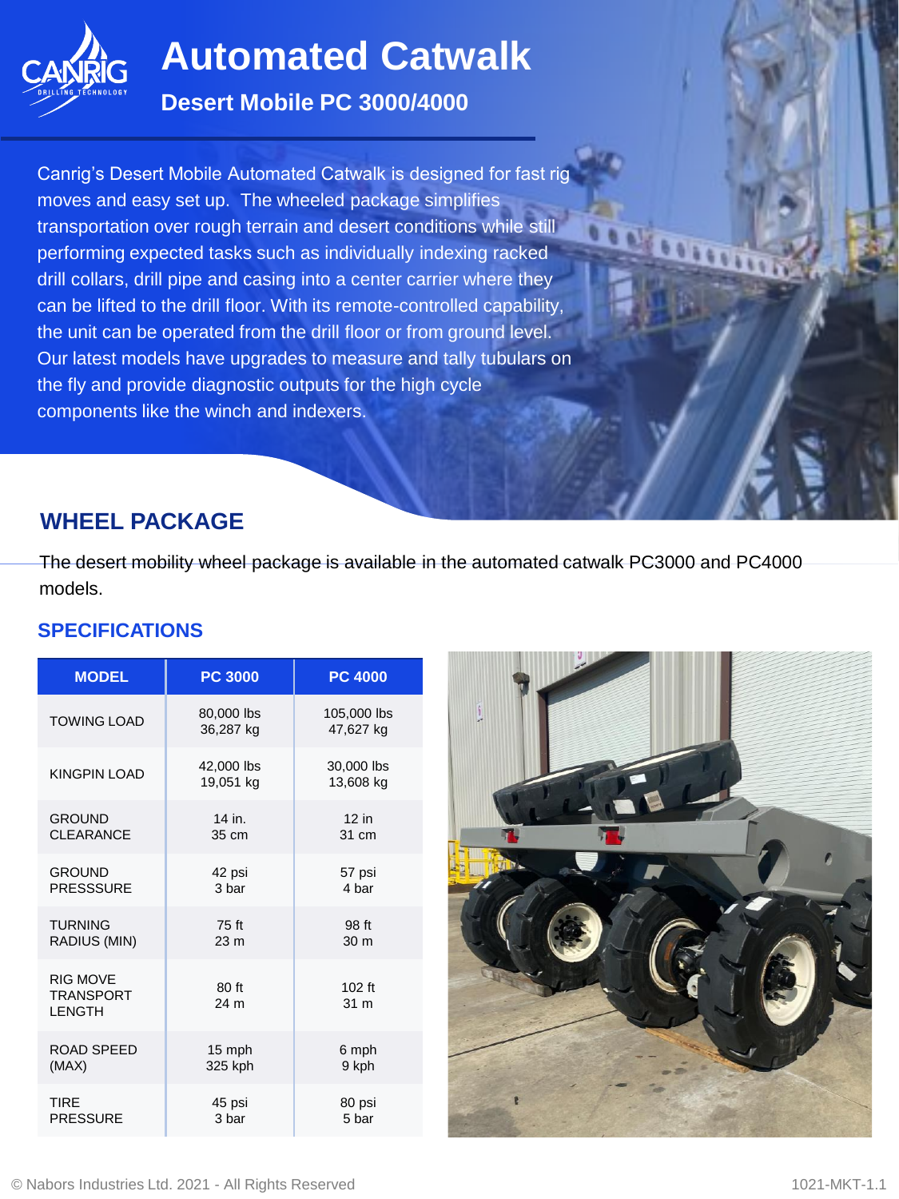# Automated Catwalk

## Desert Mobile PC 3000/4000

Canrig's Desert Mobile Automated Catwalk is designed for fast rig moves and easy set up. The wheeled package simplifies transportation over rough terrain and desert conditions while still performing expected tasks such as individually indexing racked drill collars, drill pipe and casing into a center carrier where they can be lifted to the drill floor. With its remote-controlled capability, the unit can be operated from the drill floor or from ground level. Our latest models have upgrades to measure and tally tubulars on the fly and provide diagnostic outputs for the high cycle components like the winch and indexers.

## WHEEL PACKAGE

The desert mobility wheel package is available in the automated catwalk PC3000 and PC4000 models.

### SPECIFICATIONS

| MODEL | PC 3000 | PC 4000 |
|---|---|---|
| TOWING LOAD | 80,000 lbs<br>36,287 kg | 105,000 lbs<br>47,627 kg |
| KINGPIN LOAD | 42,000 lbs<br>19,051 kg | 30,000 lbs<br>13,608 kg |
| GROUND CLEARANCE | 14 in.<br>35 cm | 12 in<br>31 cm |
| GROUND PRESSSURE | 42 psi<br>3 bar | 57 psi<br>4 bar |
| TURNING RADIUS (MIN) | 75 ft<br>23 m | 98 ft<br>30 m |
| RIG MOVE TRANSPORT LENGTH | 80 ft<br>24 m | 102 ft<br>31 m |
| ROAD SPEED (MAX) | 15 mph<br>325 kph | 6 mph<br>9 kph |
| TIRE PRESSURE | 45 psi<br>3 bar | 80 psi<br>5 bar |

© Nabors Industries Ltd. 2021 - All Rights Reserved

1021-MKT-1.1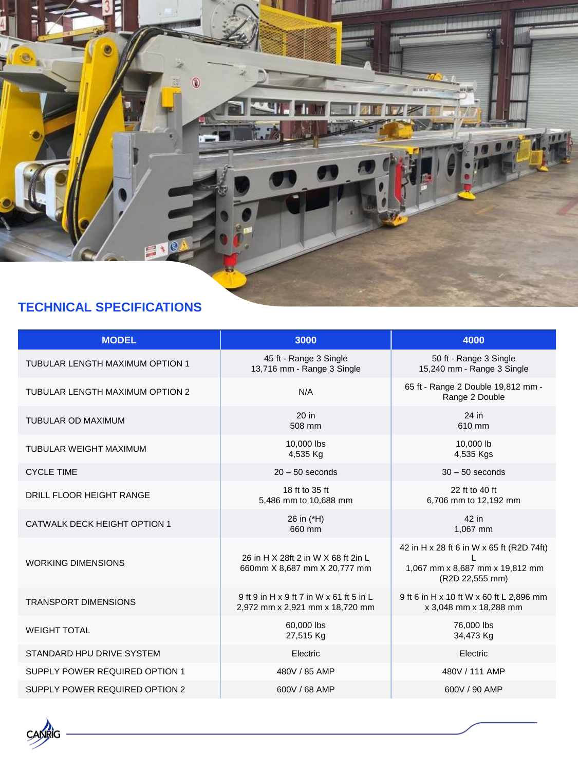## TECHNICAL SPECIFICATIONS

| MODEL | 3000 | 4000 |
|---|---|---|
| TUBULAR LENGTH MAXIMUM OPTION 1 | 45 ft - Range 3 Single<br>13,716 mm - Range 3 Single | 50 ft - Range 3 Single<br>15,240 mm - Range 3 Single |
| TUBULAR LENGTH MAXIMUM OPTION 2 | N/A | 65 ft - Range 2 Double 19,812 mm - Range 2 Double |
| TUBULAR OD MAXIMUM | 20 in<br>508 mm | 24 in<br>610 mm |
| TUBULAR WEIGHT MAXIMUM | 10,000 lbs<br>4,535 Kg | 10,000 lb<br>4,535 Kgs |
| CYCLE TIME | 20 – 50 seconds | 30 – 50 seconds |
| DRILL FLOOR HEIGHT RANGE | 18 ft to 35 ft<br>5,486 mm to 10,688 mm | 22 ft to 40 ft<br>6,706 mm to 12,192 mm |
| CATWALK DECK HEIGHT OPTION 1 | 26 in (*H)<br>660 mm | 42 in<br>1,067 mm |
| WORKING DIMENSIONS | 26 in H X 28ft 2 in W X 68 ft 2in L<br>660mm X 8,687 mm X 20,777 mm | 42 in H x 28 ft 6 in W x 65 ft (R2D 74ft) L<br>1,067 mm x 8,687 mm x 19,812 mm (R2D 22,555 mm) |
| TRANSPORT DIMENSIONS | 9 ft 9 in H x 9 ft 7 in W x 61 ft 5 in L<br>2,972 mm x 2,921 mm x 18,720 mm | 9 ft 6 in H x 10 ft W x 60 ft L 2,896 mm x 3,048 mm x 18,288 mm |
| WEIGHT TOTAL | 60,000 lbs<br>27,515 Kg | 76,000 lbs<br>34,473 Kg |
| STANDARD HPU DRIVE SYSTEM | Electric | Electric |
| SUPPLY POWER REQUIRED OPTION 1 | 480V / 85 AMP | 480V / 111 AMP |
| SUPPLY POWER REQUIRED OPTION 2 | 600V / 68 AMP | 600V / 90 AMP |

CANRIG